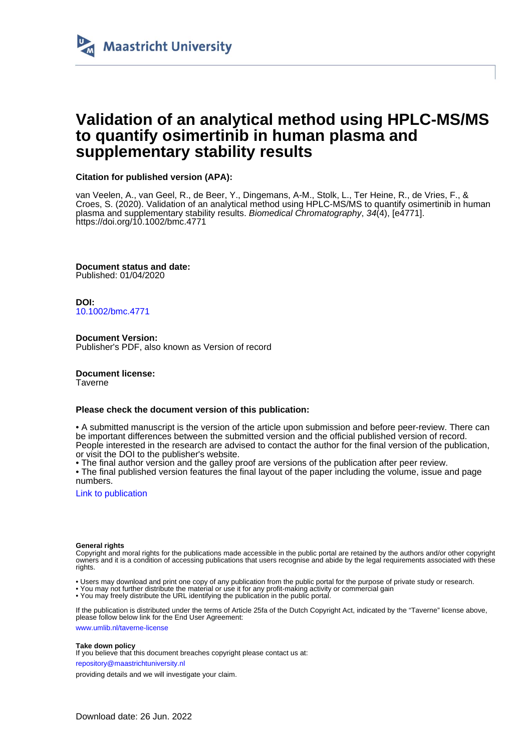Maastricht University

# Validation of an analytical method using HPLC-MS/MS to quantify osimertinib in human plasma and supplementary stability results

**Citation for published version (APA):**

van Veelen, A., van Geel, R., de Beer, Y., Dingemans, A-M., Stolk, L., Ter Heine, R., de Vries, F., & Croes, S. (2020). Validation of an analytical method using HPLC-MS/MS to quantify osimertinib in human plasma and supplementary stability results. *Biomedical Chromatography*, *34*(4), [e4771]. https://doi.org/10.1002/bmc.4771

**Document status and date:**
Published: 01/04/2020

**DOI:**
10.1002/bmc.4771

**Document Version:**
Publisher's PDF, also known as Version of record

**Document license:**
Taverne

**Please check the document version of this publication:**

• A submitted manuscript is the version of the article upon submission and before peer-review. There can be important differences between the submitted version and the official published version of record. People interested in the research are advised to contact the author for the final version of the publication, or visit the DOI to the publisher's website.
• The final author version and the galley proof are versions of the publication after peer review.
• The final published version features the final layout of the paper including the volume, issue and page numbers.

Link to publication

**General rights**
Copyright and moral rights for the publications made accessible in the public portal are retained by the authors and/or other copyright owners and it is a condition of accessing publications that users recognise and abide by the legal requirements associated with these rights.

• Users may download and print one copy of any publication from the public portal for the purpose of private study or research.
• You may not further distribute the material or use it for any profit-making activity or commercial gain
• You may freely distribute the URL identifying the publication in the public portal.

If the publication is distributed under the terms of Article 25fa of the Dutch Copyright Act, indicated by the "Taverne" license above, please follow below link for the End User Agreement:

www.umlib.nl/taverne-license

**Take down policy**
If you believe that this document breaches copyright please contact us at:

repository@maastrichtuniversity.nl

providing details and we will investigate your claim.

Download date: 26 Jun. 2022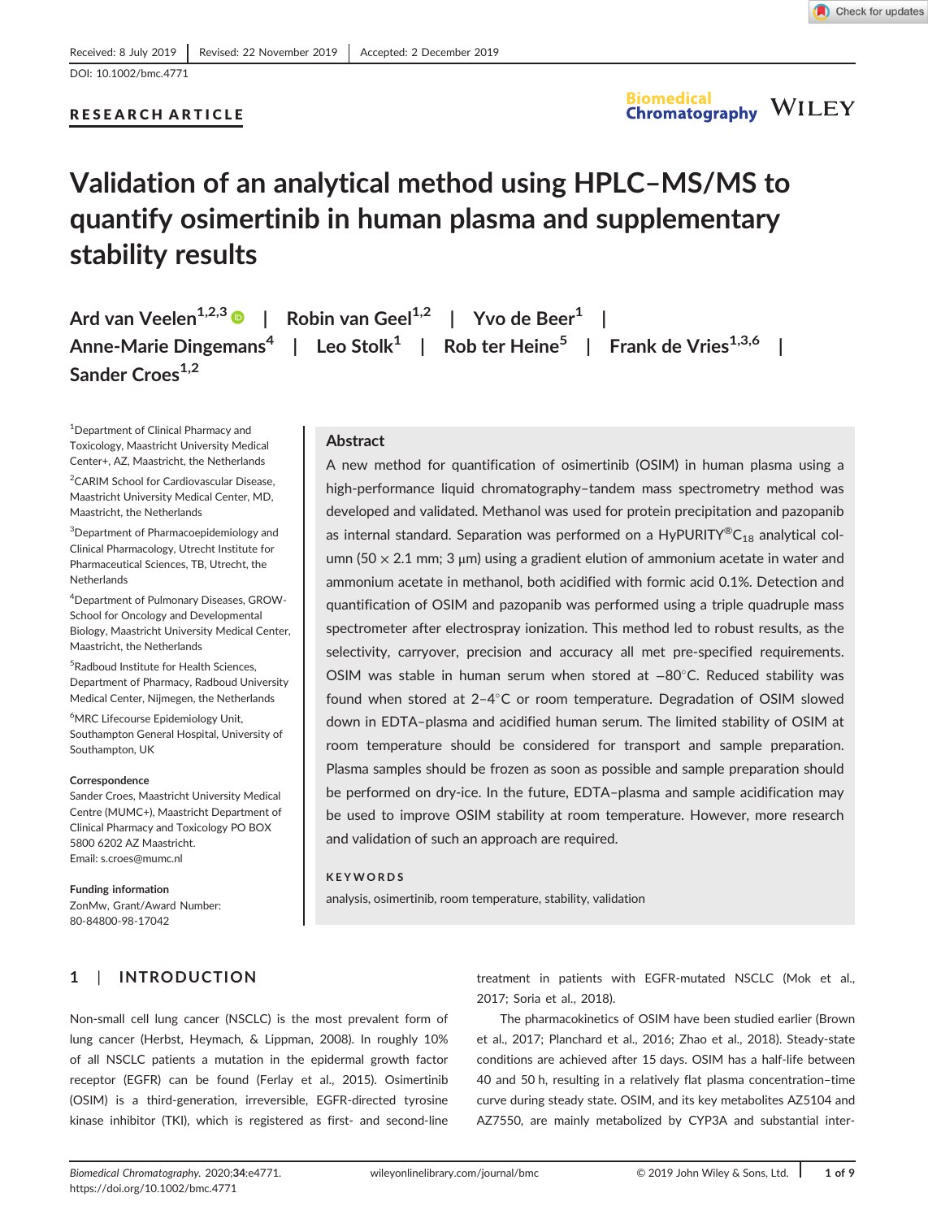Received: 8 July 2019 | Revised: 22 November 2019 | Accepted: 2 December 2019

DOI: 10.1002/bmc.4771

RESEARCH ARTICLE

# Validation of an analytical method using HPLC–MS/MS to quantify osimertinib in human plasma and supplementary stability results

Ard van Veelen[1,2,3] | Robin van Geel[1,2] | Yvo de Beer[1] | Anne-Marie Dingemans[4] | Leo Stolk[1] | Rob ter Heine[5] | Frank de Vries[1,3,6] | Sander Croes[1,2]

[1]Department of Clinical Pharmacy and Toxicology, Maastricht University Medical Center+, AZ, Maastricht, the Netherlands

[2]CARIM School for Cardiovascular Disease, Maastricht University Medical Center, MD, Maastricht, the Netherlands

[3]Department of Pharmacoepidemiology and Clinical Pharmacology, Utrecht Institute for Pharmaceutical Sciences, TB, Utrecht, the Netherlands

[4]Department of Pulmonary Diseases, GROW-School for Oncology and Developmental Biology, Maastricht University Medical Center, Maastricht, the Netherlands

[5]Radboud Institute for Health Sciences, Department of Pharmacy, Radboud University Medical Center, Nijmegen, the Netherlands

[6]MRC Lifecourse Epidemiology Unit, Southampton General Hospital, University of Southampton, UK

**Correspondence**
Sander Croes, Maastricht University Medical Centre (MUMC+), Maastricht Department of Clinical Pharmacy and Toxicology PO BOX 5800 6202 AZ Maastricht.
Email: s.croes@mumc.nl

**Funding information**
ZonMw, Grant/Award Number: 80-84800-98-17042

## Abstract

A new method for quantification of osimertinib (OSIM) in human plasma using a high-performance liquid chromatography–tandem mass spectrometry method was developed and validated. Methanol was used for protein precipitation and pazopanib as internal standard. Separation was performed on a HyPURITY®$C_{18}$ analytical column (50 × 2.1 mm; 3 μm) using a gradient elution of ammonium acetate in water and ammonium acetate in methanol, both acidified with formic acid 0.1%. Detection and quantification of OSIM and pazopanib was performed using a triple quadruple mass spectrometer after electrospray ionization. This method led to robust results, as the selectivity, carryover, precision and accuracy all met pre-specified requirements. OSIM was stable in human serum when stored at −80°C. Reduced stability was found when stored at 2–4°C or room temperature. Degradation of OSIM slowed down in EDTA–plasma and acidified human serum. The limited stability of OSIM at room temperature should be considered for transport and sample preparation. Plasma samples should be frozen as soon as possible and sample preparation should be performed on dry-ice. In the future, EDTA–plasma and sample acidification may be used to improve OSIM stability at room temperature. However, more research and validation of such an approach are required.

**KEYWORDS**

analysis, osimertinib, room temperature, stability, validation

## 1 | INTRODUCTION

Non-small cell lung cancer (NSCLC) is the most prevalent form of lung cancer (Herbst, Heymach, & Lippman, 2008). In roughly 10% of all NSCLC patients a mutation in the epidermal growth factor receptor (EGFR) can be found (Ferlay et al., 2015). Osimertinib (OSIM) is a third-generation, irreversible, EGFR-directed tyrosine kinase inhibitor (TKI), which is registered as first- and second-line treatment in patients with EGFR-mutated NSCLC (Mok et al., 2017; Soria et al., 2018).

The pharmacokinetics of OSIM have been studied earlier (Brown et al., 2017; Planchard et al., 2016; Zhao et al., 2018). Steady-state conditions are achieved after 15 days. OSIM has a half-life between 40 and 50 h, resulting in a relatively flat plasma concentration–time curve during steady state. OSIM, and its key metabolites AZ5104 and AZ7550, are mainly metabolized by CYP3A and substantial inter-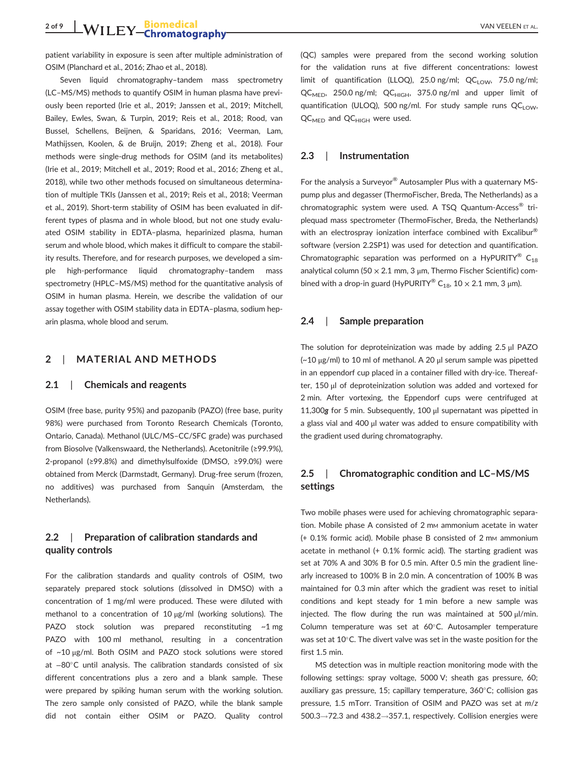patient variability in exposure is seen after multiple administration of OSIM (Planchard et al., 2016; Zhao et al., 2018).

Seven liquid chromatography–tandem mass spectrometry (LC–MS/MS) methods to quantify OSIM in human plasma have previously been reported (Irie et al., 2019; Janssen et al., 2019; Mitchell, Bailey, Ewles, Swan, & Turpin, 2019; Reis et al., 2018; Rood, van Bussel, Schellens, Beijnen, & Sparidans, 2016; Veerman, Lam, Mathijssen, Koolen, & de Bruijn, 2019; Zheng et al., 2018). Four methods were single-drug methods for OSIM (and its metabolites) (Irie et al., 2019; Mitchell et al., 2019; Rood et al., 2016; Zheng et al., 2018), while two other methods focused on simultaneous determination of multiple TKIs (Janssen et al., 2019; Reis et al., 2018; Veerman et al., 2019). Short-term stability of OSIM has been evaluated in different types of plasma and in whole blood, but not one study evaluated OSIM stability in EDTA–plasma, heparinized plasma, human serum and whole blood, which makes it difficult to compare the stability results. Therefore, and for research purposes, we developed a simple high-performance liquid chromatography–tandem mass spectrometry (HPLC–MS/MS) method for the quantitative analysis of OSIM in human plasma. Herein, we describe the validation of our assay together with OSIM stability data in EDTA–plasma, sodium heparin plasma, whole blood and serum.

## 2 | MATERIAL AND METHODS

### 2.1 | Chemicals and reagents

OSIM (free base, purity 95%) and pazopanib (PAZO) (free base, purity 98%) were purchased from Toronto Research Chemicals (Toronto, Ontario, Canada). Methanol (ULC/MS–CC/SFC grade) was purchased from Biosolve (Valkenswaard, the Netherlands). Acetonitrile (≥99.9%), 2-propanol (≥99.8%) and dimethylsulfoxide (DMSO, ≥99.0%) were obtained from Merck (Darmstadt, Germany). Drug-free serum (frozen, no additives) was purchased from Sanquin (Amsterdam, the Netherlands).

### 2.2 | Preparation of calibration standards and quality controls

For the calibration standards and quality controls of OSIM, two separately prepared stock solutions (dissolved in DMSO) with a concentration of 1 mg/ml were produced. These were diluted with methanol to a concentration of 10 μg/ml (working solutions). The PAZO stock solution was prepared reconstituting ~1 mg PAZO with 100 ml methanol, resulting in a concentration of ~10 μg/ml. Both OSIM and PAZO stock solutions were stored at −80°C until analysis. The calibration standards consisted of six different concentrations plus a zero and a blank sample. These were prepared by spiking human serum with the working solution. The zero sample only consisted of PAZO, while the blank sample did not contain either OSIM or PAZO. Quality control (QC) samples were prepared from the second working solution for the validation runs at five different concentrations: lowest limit of quantification (LLOQ), 25.0 ng/ml; $QC_{LOW}$, 75.0 ng/ml; $QC_{MED}$, 250.0 ng/ml; $QC_{HIGH}$, 375.0 ng/ml and upper limit of quantification (ULOQ), 500 ng/ml. For study sample runs $QC_{LOW}$, $QC_{MED}$ and $QC_{HIGH}$ were used.

### 2.3 | Instrumentation

For the analysis a Surveyor® Autosampler Plus with a quaternary MS-pump plus and degasser (ThermoFischer, Breda, The Netherlands) as a chromatographic system were used. A TSQ Quantum-Access® triplequad mass spectrometer (ThermoFischer, Breda, the Netherlands) with an electrospray ionization interface combined with Excalibur® software (version 2.2SP1) was used for detection and quantification. Chromatographic separation was performed on a HyPURITY® $C_{18}$ analytical column (50 × 2.1 mm, 3 μm, Thermo Fischer Scientific) combined with a drop-in guard (HyPURITY® $C_{18}$, 10 × 2.1 mm, 3 μm).

### 2.4 | Sample preparation

The solution for deproteinization was made by adding 2.5 μl PAZO (~10 μg/ml) to 10 ml of methanol. A 20 μl serum sample was pipetted in an eppendorf cup placed in a container filled with dry-ice. Thereafter, 150 μl of deproteinization solution was added and vortexed for 2 min. After vortexing, the Eppendorf cups were centrifuged at 11,300***g*** for 5 min. Subsequently, 100 μl supernatant was pipetted in a glass vial and 400 μl water was added to ensure compatibility with the gradient used during chromatography.

### 2.5 | Chromatographic condition and LC–MS/MS settings

Two mobile phases were used for achieving chromatographic separation. Mobile phase A consisted of 2 mM ammonium acetate in water (+ 0.1% formic acid). Mobile phase B consisted of 2 mM ammonium acetate in methanol (+ 0.1% formic acid). The starting gradient was set at 70% A and 30% B for 0.5 min. After 0.5 min the gradient linearly increased to 100% B in 2.0 min. A concentration of 100% B was maintained for 0.3 min after which the gradient was reset to initial conditions and kept steady for 1 min before a new sample was injected. The flow during the run was maintained at 500 μl/min. Column temperature was set at 60°C. Autosampler temperature was set at 10°C. The divert valve was set in the waste position for the first 1.5 min.

MS detection was in multiple reaction monitoring mode with the following settings: spray voltage, 5000 V; sheath gas pressure, 60; auxiliary gas pressure, 15; capillary temperature, 360°C; collision gas pressure, 1.5 mTorr. Transition of OSIM and PAZO was set at *m/z* 500.3→72.3 and 438.2→357.1, respectively. Collision energies were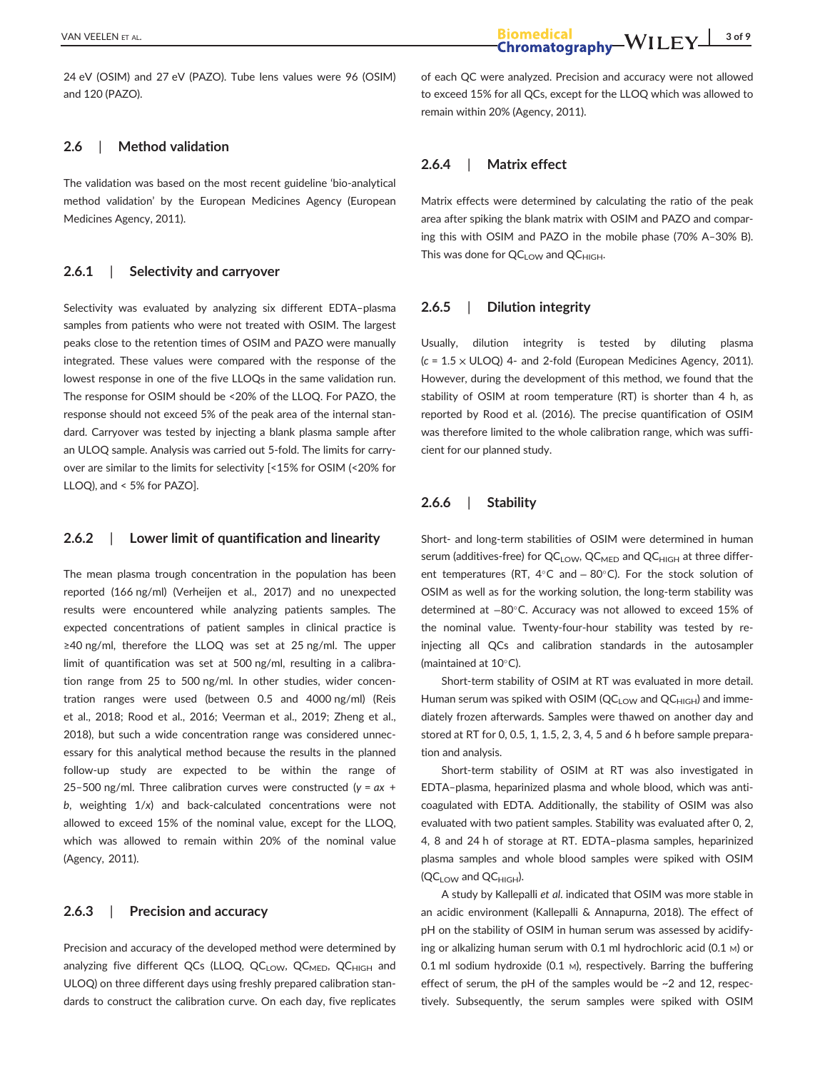24 eV (OSIM) and 27 eV (PAZO). Tube lens values were 96 (OSIM) and 120 (PAZO).

### 2.6 | Method validation

The validation was based on the most recent guideline 'bio-analytical method validation' by the European Medicines Agency (European Medicines Agency, 2011).

#### 2.6.1 | Selectivity and carryover

Selectivity was evaluated by analyzing six different EDTA–plasma samples from patients who were not treated with OSIM. The largest peaks close to the retention times of OSIM and PAZO were manually integrated. These values were compared with the response of the lowest response in one of the five LLOQs in the same validation run. The response for OSIM should be <20% of the LLOQ. For PAZO, the response should not exceed 5% of the peak area of the internal standard. Carryover was tested by injecting a blank plasma sample after an ULOQ sample. Analysis was carried out 5-fold. The limits for carryover are similar to the limits for selectivity [<15% for OSIM (<20% for LLOQ), and < 5% for PAZO].

#### 2.6.2 | Lower limit of quantification and linearity

The mean plasma trough concentration in the population has been reported (166 ng/ml) (Verheijen et al., 2017) and no unexpected results were encountered while analyzing patients samples. The expected concentrations of patient samples in clinical practice is ≥40 ng/ml, therefore the LLOQ was set at 25 ng/ml. The upper limit of quantification was set at 500 ng/ml, resulting in a calibration range from 25 to 500 ng/ml. In other studies, wider concentration ranges were used (between 0.5 and 4000 ng/ml) (Reis et al., 2018; Rood et al., 2016; Veerman et al., 2019; Zheng et al., 2018), but such a wide concentration range was considered unnecessary for this analytical method because the results in the planned follow-up study are expected to be within the range of 25–500 ng/ml. Three calibration curves were constructed ($y = ax + b$, weighting $1/x$) and back-calculated concentrations were not allowed to exceed 15% of the nominal value, except for the LLOQ, which was allowed to remain within 20% of the nominal value (Agency, 2011).

#### 2.6.3 | Precision and accuracy

Precision and accuracy of the developed method were determined by analyzing five different QCs (LLOQ, $QC_{LOW}$, $QC_{MED}$, $QC_{HIGH}$ and ULOQ) on three different days using freshly prepared calibration standards to construct the calibration curve. On each day, five replicates of each QC were analyzed. Precision and accuracy were not allowed to exceed 15% for all QCs, except for the LLOQ which was allowed to remain within 20% (Agency, 2011).

#### 2.6.4 | Matrix effect

Matrix effects were determined by calculating the ratio of the peak area after spiking the blank matrix with OSIM and PAZO and comparing this with OSIM and PAZO in the mobile phase (70% A–30% B). This was done for $QC_{LOW}$ and $QC_{HIGH}$.

#### 2.6.5 | Dilution integrity

Usually, dilution integrity is tested by diluting plasma ($c = 1.5 \times$ ULOQ) 4- and 2-fold (European Medicines Agency, 2011). However, during the development of this method, we found that the stability of OSIM at room temperature (RT) is shorter than 4 h, as reported by Rood et al. (2016). The precise quantification of OSIM was therefore limited to the whole calibration range, which was sufficient for our planned study.

#### 2.6.6 | Stability

Short- and long-term stabilities of OSIM were determined in human serum (additives-free) for $QC_{LOW}$, $QC_{MED}$ and $QC_{HIGH}$ at three different temperatures (RT, 4°C and – 80°C). For the stock solution of OSIM as well as for the working solution, the long-term stability was determined at −80°C. Accuracy was not allowed to exceed 15% of the nominal value. Twenty-four-hour stability was tested by re-injecting all QCs and calibration standards in the autosampler (maintained at 10°C).

Short-term stability of OSIM at RT was evaluated in more detail. Human serum was spiked with OSIM ($QC_{LOW}$ and $QC_{HIGH}$) and immediately frozen afterwards. Samples were thawed on another day and stored at RT for 0, 0.5, 1, 1.5, 2, 3, 4, 5 and 6 h before sample preparation and analysis.

Short-term stability of OSIM at RT was also investigated in EDTA–plasma, heparinized plasma and whole blood, which was anticoagulated with EDTA. Additionally, the stability of OSIM was also evaluated with two patient samples. Stability was evaluated after 0, 2, 4, 8 and 24 h of storage at RT. EDTA–plasma samples, heparinized plasma samples and whole blood samples were spiked with OSIM ($QC_{LOW}$ and $QC_{HIGH}$).

A study by Kallepalli *et al*. indicated that OSIM was more stable in an acidic environment (Kallepalli & Annapurna, 2018). The effect of pH on the stability of OSIM in human serum was assessed by acidifying or alkalizing human serum with 0.1 ml hydrochloric acid (0.1 M) or 0.1 ml sodium hydroxide (0.1 M), respectively. Barring the buffering effect of serum, the pH of the samples would be ~2 and 12, respectively. Subsequently, the serum samples were spiked with OSIM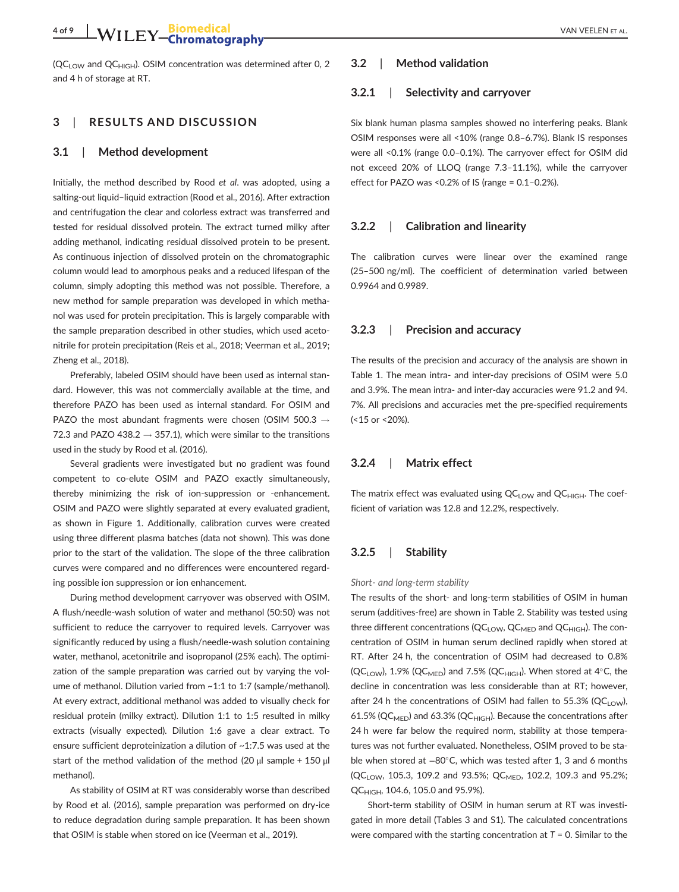($QC_{LOW}$ and $QC_{HIGH}$). OSIM concentration was determined after 0, 2 and 4 h of storage at RT.

## 3 | RESULTS AND DISCUSSION

### 3.1 | Method development

Initially, the method described by Rood *et al*. was adopted, using a salting-out liquid–liquid extraction (Rood et al., 2016). After extraction and centrifugation the clear and colorless extract was transferred and tested for residual dissolved protein. The extract turned milky after adding methanol, indicating residual dissolved protein to be present. As continuous injection of dissolved protein on the chromatographic column would lead to amorphous peaks and a reduced lifespan of the column, simply adopting this method was not possible. Therefore, a new method for sample preparation was developed in which methanol was used for protein precipitation. This is largely comparable with the sample preparation described in other studies, which used acetonitrile for protein precipitation (Reis et al., 2018; Veerman et al., 2019; Zheng et al., 2018).

Preferably, labeled OSIM should have been used as internal standard. However, this was not commercially available at the time, and therefore PAZO has been used as internal standard. For OSIM and PAZO the most abundant fragments were chosen (OSIM 500.3 → 72.3 and PAZO 438.2 → 357.1), which were similar to the transitions used in the study by Rood et al. (2016).

Several gradients were investigated but no gradient was found competent to co-elute OSIM and PAZO exactly simultaneously, thereby minimizing the risk of ion-suppression or -enhancement. OSIM and PAZO were slightly separated at every evaluated gradient, as shown in Figure 1. Additionally, calibration curves were created using three different plasma batches (data not shown). This was done prior to the start of the validation. The slope of the three calibration curves were compared and no differences were encountered regarding possible ion suppression or ion enhancement.

During method development carryover was observed with OSIM. A flush/needle-wash solution of water and methanol (50:50) was not sufficient to reduce the carryover to required levels. Carryover was significantly reduced by using a flush/needle-wash solution containing water, methanol, acetonitrile and isopropanol (25% each). The optimization of the sample preparation was carried out by varying the volume of methanol. Dilution varied from ~1:1 to 1:7 (sample/methanol). At every extract, additional methanol was added to visually check for residual protein (milky extract). Dilution 1:1 to 1:5 resulted in milky extracts (visually expected). Dilution 1:6 gave a clear extract. To ensure sufficient deproteinization a dilution of ~1:7.5 was used at the start of the method validation of the method (20 μl sample + 150 μl methanol).

As stability of OSIM at RT was considerably worse than described by Rood et al. (2016), sample preparation was performed on dry-ice to reduce degradation during sample preparation. It has been shown that OSIM is stable when stored on ice (Veerman et al., 2019).

### 3.2 | Method validation

#### 3.2.1 | Selectivity and carryover

Six blank human plasma samples showed no interfering peaks. Blank OSIM responses were all <10% (range 0.8–6.7%). Blank IS responses were all <0.1% (range 0.0–0.1%). The carryover effect for OSIM did not exceed 20% of LLOQ (range 7.3–11.1%), while the carryover effect for PAZO was <0.2% of IS (range = 0.1–0.2%).

#### 3.2.2 | Calibration and linearity

The calibration curves were linear over the examined range (25–500 ng/ml). The coefficient of determination varied between 0.9964 and 0.9989.

#### 3.2.3 | Precision and accuracy

The results of the precision and accuracy of the analysis are shown in Table 1. The mean intra- and inter-day precisions of OSIM were 5.0 and 3.9%. The mean intra- and inter-day accuracies were 91.2 and 94.7%. All precisions and accuracies met the pre-specified requirements (<15 or <20%).

#### 3.2.4 | Matrix effect

The matrix effect was evaluated using $QC_{LOW}$ and $QC_{HIGH}$. The coefficient of variation was 12.8 and 12.2%, respectively.

#### 3.2.5 | Stability

*Short- and long-term stability*

The results of the short- and long-term stabilities of OSIM in human serum (additives-free) are shown in Table 2. Stability was tested using three different concentrations ($QC_{LOW}$, $QC_{MED}$ and $QC_{HIGH}$). The concentration of OSIM in human serum declined rapidly when stored at RT. After 24 h, the concentration of OSIM had decreased to 0.8% ($QC_{LOW}$), 1.9% ($QC_{MED}$) and 7.5% ($QC_{HIGH}$). When stored at 4°C, the decline in concentration was less considerable than at RT; however, after 24 h the concentrations of OSIM had fallen to 55.3% ($QC_{LOW}$), 61.5% ($QC_{MED}$) and 63.3% ($QC_{HIGH}$). Because the concentrations after 24 h were far below the required norm, stability at those temperatures was not further evaluated. Nonetheless, OSIM proved to be stable when stored at −80°C, which was tested after 1, 3 and 6 months ($QC_{LOW}$, 105.3, 109.2 and 93.5%; $QC_{MED}$, 102.2, 109.3 and 95.2%; $QC_{HIGH}$, 104.6, 105.0 and 95.9%).

Short-term stability of OSIM in human serum at RT was investigated in more detail (Tables 3 and S1). The calculated concentrations were compared with the starting concentration at $T$ = 0. Similar to the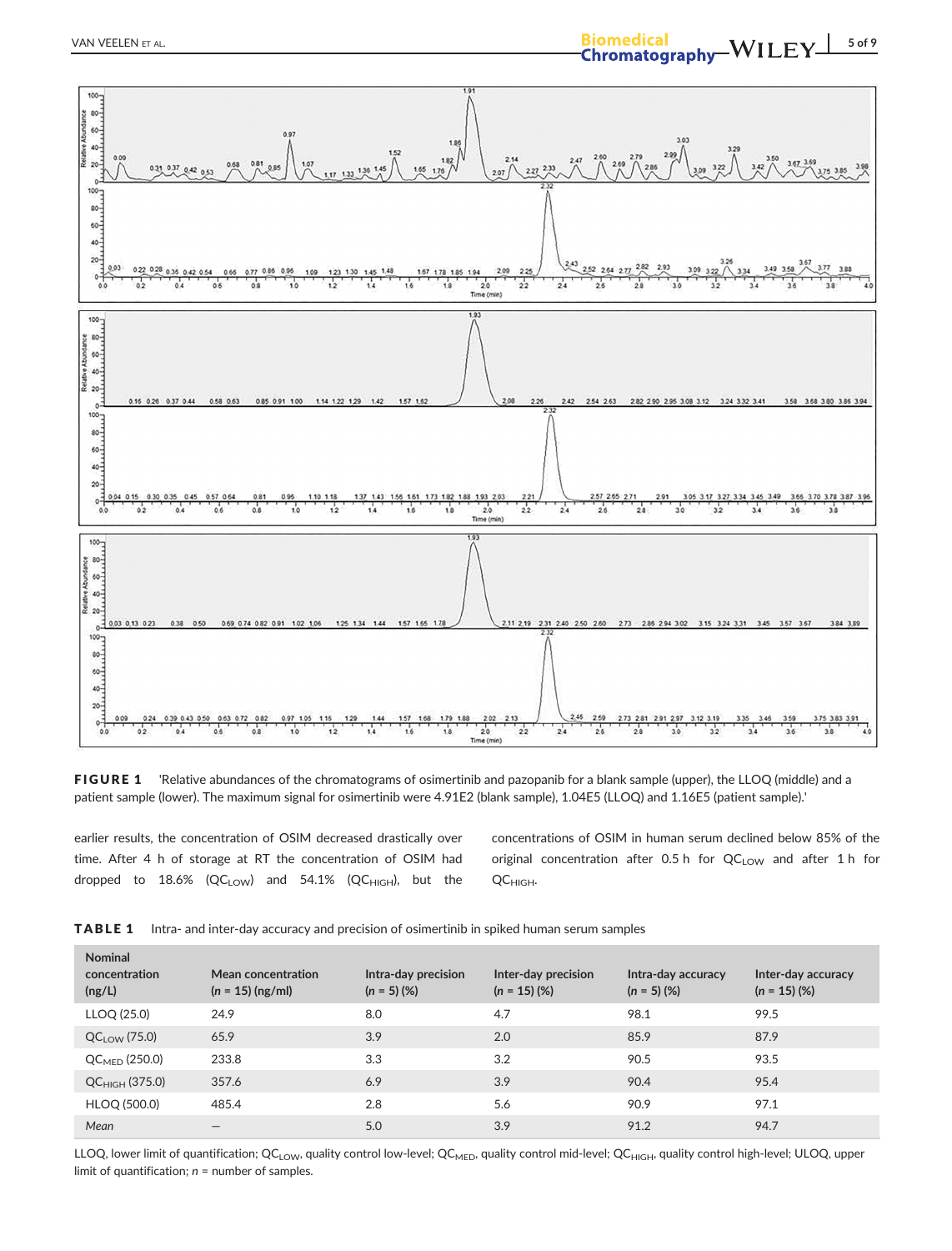FIGURE 1 'Relative abundances of the chromatograms of osimertinib and pazopanib for a blank sample (upper), the LLOQ (middle) and a patient sample (lower). The maximum signal for osimertinib were 4.91E2 (blank sample), 1.04E5 (LLOQ) and 1.16E5 (patient sample).'

earlier results, the concentration of OSIM decreased drastically over time. After 4 h of storage at RT the concentration of OSIM had dropped to 18.6% ($QC_{LOW}$) and 54.1% ($QC_{HIGH}$), but the concentrations of OSIM in human serum declined below 85% of the original concentration after 0.5 h for $QC_{LOW}$ and after 1 h for $QC_{HIGH}$.

**TABLE 1** Intra- and inter-day accuracy and precision of osimertinib in spiked human serum samples

| Nominal concentration (ng/L) | Mean concentration ($n$ = 15) (ng/ml) | Intra-day precision ($n$ = 5) (%) | Inter-day precision ($n$ = 15) (%) | Intra-day accuracy ($n$ = 5) (%) | Inter-day accuracy ($n$ = 15) (%) |
|---|---|---|---|---|---|
| LLOQ (25.0) | 24.9 | 8.0 | 4.7 | 98.1 | 99.5 |
| $QC_{LOW}$ (75.0) | 65.9 | 3.9 | 2.0 | 85.9 | 87.9 |
| $QC_{MED}$ (250.0) | 233.8 | 3.3 | 3.2 | 90.5 | 93.5 |
| $QC_{HIGH}$ (375.0) | 357.6 | 6.9 | 3.9 | 90.4 | 95.4 |
| HLOQ (500.0) | 485.4 | 2.8 | 5.6 | 90.9 | 97.1 |
| *Mean* | — | 5.0 | 3.9 | 91.2 | 94.7 |

LLOQ, lower limit of quantification; $QC_{LOW}$, quality control low-level; $QC_{MED}$, quality control mid-level; $QC_{HIGH}$, quality control high-level; ULOQ, upper limit of quantification; $n$ = number of samples.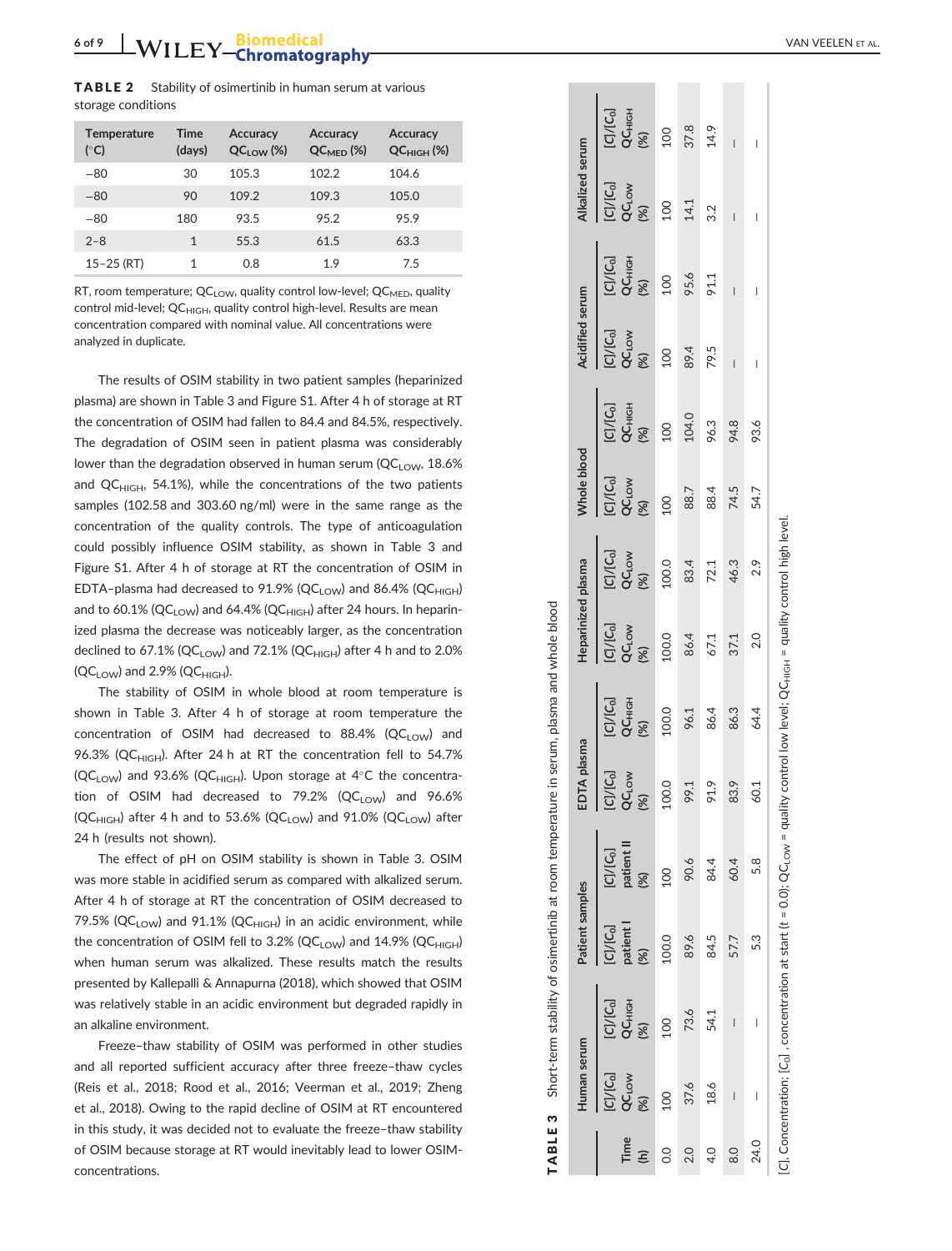**TABLE 2** Stability of osimertinib in human serum at various storage conditions

| Temperature (°C) | Time (days) | Accuracy $QC_{LOW}$ (%) | Accuracy $QC_{MED}$ (%) | Accuracy $QC_{HIGH}$ (%) |
|---|---|---|---|---|
| −80 | 30 | 105.3 | 102.2 | 104.6 |
| −80 | 90 | 109.2 | 109.3 | 105.0 |
| −80 | 180 | 93.5 | 95.2 | 95.9 |
| 2–8 | 1 | 55.3 | 61.5 | 63.3 |
| 15–25 (RT) | 1 | 0.8 | 1.9 | 7.5 |

RT, room temperature; $QC_{LOW}$, quality control low-level; $QC_{MED}$, quality control mid-level; $QC_{HIGH}$, quality control high-level. Results are mean concentration compared with nominal value. All concentrations were analyzed in duplicate.

The results of OSIM stability in two patient samples (heparinized plasma) are shown in Table 3 and Figure S1. After 4 h of storage at RT the concentration of OSIM had fallen to 84.4 and 84.5%, respectively. The degradation of OSIM seen in patient plasma was considerably lower than the degradation observed in human serum ($QC_{LOW}$, 18.6% and $QC_{HIGH}$, 54.1%), while the concentrations of the two patients samples (102.58 and 303.60 ng/ml) were in the same range as the concentration of the quality controls. The type of anticoagulation could possibly influence OSIM stability, as shown in Table 3 and Figure S1. After 4 h of storage at RT the concentration of OSIM in EDTA–plasma had decreased to 91.9% ($QC_{LOW}$) and 86.4% ($QC_{HIGH}$) and to 60.1% ($QC_{LOW}$) and 64.4% ($QC_{HIGH}$) after 24 hours. In heparinized plasma the decrease was noticeably larger, as the concentration declined to 67.1% ($QC_{LOW}$) and 72.1% ($QC_{HIGH}$) after 4 h and to 2.0% ($QC_{LOW}$) and 2.9% ($QC_{HIGH}$).

The stability of OSIM in whole blood at room temperature is shown in Table 3. After 4 h of storage at room temperature the concentration of OSIM had decreased to 88.4% ($QC_{LOW}$) and 96.3% ($QC_{HIGH}$). After 24 h at RT the concentration fell to 54.7% ($QC_{LOW}$) and 93.6% ($QC_{HIGH}$). Upon storage at 4°C the concentration of OSIM had decreased to 79.2% ($QC_{LOW}$) and 96.6% ($QC_{HIGH}$) after 4 h and to 53.6% ($QC_{LOW}$) and 91.0% ($QC_{LOW}$) after 24 h (results not shown).

The effect of pH on OSIM stability is shown in Table 3. OSIM was more stable in acidified serum as compared with alkalized serum. After 4 h of storage at RT the concentration of OSIM decreased to 79.5% ($QC_{LOW}$) and 91.1% ($QC_{HIGH}$) in an acidic environment, while the concentration of OSIM fell to 3.2% ($QC_{LOW}$) and 14.9% ($QC_{HIGH}$) when human serum was alkalized. These results match the results presented by Kallepalli & Annapurna (2018), which showed that OSIM was relatively stable in an acidic environment but degraded rapidly in an alkaline environment.

Freeze–thaw stability of OSIM was performed in other studies and all reported sufficient accuracy after three freeze–thaw cycles (Reis et al., 2018; Rood et al., 2016; Veerman et al., 2019; Zheng et al., 2018). Owing to the rapid decline of OSIM at RT encountered in this study, it was decided not to evaluate the freeze–thaw stability of OSIM because storage at RT would inevitably lead to lower OSIM-concentrations.

**TABLE 3** Short-term stability of osimertinib at room temperature in serum, plasma and whole blood

| Time (h) | Human serum | | Patient samples | | EDTA plasma | | Heparinized plasma | | Whole blood | | Acidified serum | | Alkalized serum | |
|---|---|---|---|---|---|---|---|---|---|---|---|---|---|---|
| | $[C]/[C_0]$ $QC_{LOW}$ (%) | $[C]/[C_0]$ $QC_{HIGH}$ (%) | $[C]/[C_0]$ patient I (%) | $[C]/[C_0]$ patient II (%) | $[C]/[C_0]$ $QC_{LOW}$ (%) | $[C]/[C_0]$ $QC_{HIGH}$ (%) | $[C]/[C_0]$ $QC_{LOW}$ (%) | $[C]/[C_0]$ $QC_{LOW}$ (%) | $[C]/[C_0]$ $QC_{LOW}$ (%) | $[C]/[C_0]$ $QC_{HIGH}$ (%) | $[C]/[C_0]$ $QC_{LOW}$ (%) | $[C]/[C_0]$ $QC_{HIGH}$ (%) | $[C]/[C_0]$ $QC_{LOW}$ (%) | $[C]/[C_0]$ $QC_{HIGH}$ (%) |
| 0.0 | 100 | 100 | 100.0 | 100 | 100.0 | 100.0 | 100.0 | 100.0 | 100 | 100 | 100 | 100 | 100 | 100 |
| 2.0 | 37.6 | 73.6 | 89.6 | 90.6 | 99.1 | 96.1 | 86.4 | 83.4 | 88.7 | 104.0 | 89.4 | 95.6 | 14.1 | 37.8 |
| 4.0 | 18.6 | 54.1 | 84.5 | 84.4 | 91.9 | 86.4 | 67.1 | 72.1 | 88.4 | 96.3 | 79.5 | 91.1 | 3.2 | 14.9 |
| 8.0 | – | – | 57.7 | 60.4 | 83.9 | 86.3 | 37.1 | 46.3 | 74.5 | 94.8 | – | – | – | – |
| 24.0 | – | – | 5.3 | 5.8 | 60.1 | 64.4 | 2.0 | 2.9 | 54.7 | 93.6 | – | – | – | – |

[C], Concentration; $[C_0]$, concentration at start ($t$ = 0.0); $QC_{LOW}$ = quality control low level; $QC_{HIGH}$ = quality control high level.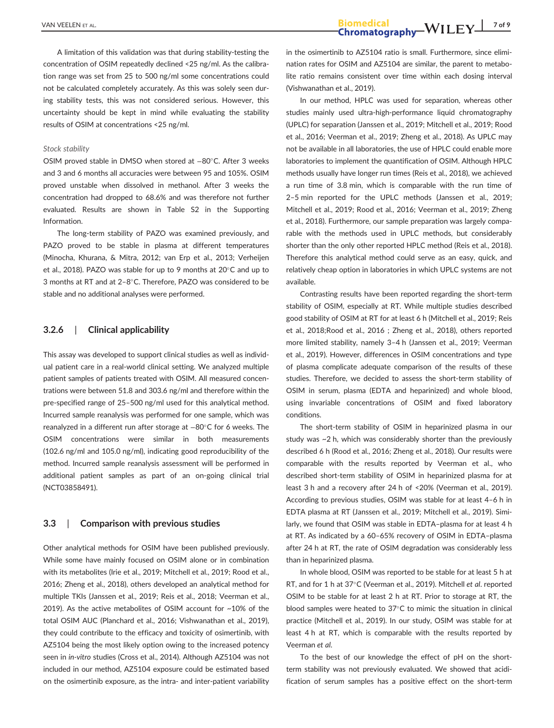A limitation of this validation was that during stability-testing the concentration of OSIM repeatedly declined <25 ng/ml. As the calibration range was set from 25 to 500 ng/ml some concentrations could not be calculated completely accurately. As this was solely seen during stability tests, this was not considered serious. However, this uncertainty should be kept in mind while evaluating the stability results of OSIM at concentrations <25 ng/ml.

*Stock stability*

OSIM proved stable in DMSO when stored at −80°C. After 3 weeks and 3 and 6 months all accuracies were between 95 and 105%. OSIM proved unstable when dissolved in methanol. After 3 weeks the concentration had dropped to 68.6% and was therefore not further evaluated. Results are shown in Table S2 in the Supporting Information.

The long-term stability of PAZO was examined previously, and PAZO proved to be stable in plasma at different temperatures (Minocha, Khurana, & Mitra, 2012; van Erp et al., 2013; Verheijen et al., 2018). PAZO was stable for up to 9 months at 20°C and up to 3 months at RT and at 2–8°C. Therefore, PAZO was considered to be stable and no additional analyses were performed.

### 3.2.6 | Clinical applicability

This assay was developed to support clinical studies as well as individual patient care in a real-world clinical setting. We analyzed multiple patient samples of patients treated with OSIM. All measured concentrations were between 51.8 and 303.6 ng/ml and therefore within the pre-specified range of 25–500 ng/ml used for this analytical method. Incurred sample reanalysis was performed for one sample, which was reanalyzed in a different run after storage at −80°C for 6 weeks. The OSIM concentrations were similar in both measurements (102.6 ng/ml and 105.0 ng/ml), indicating good reproducibility of the method. Incurred sample reanalysis assessment will be performed in additional patient samples as part of an on-going clinical trial (NCT03858491).

## 3.3 | Comparison with previous studies

Other analytical methods for OSIM have been published previously. While some have mainly focused on OSIM alone or in combination with its metabolites (Irie et al., 2019; Mitchell et al., 2019; Rood et al., 2016; Zheng et al., 2018), others developed an analytical method for multiple TKIs (Janssen et al., 2019; Reis et al., 2018; Veerman et al., 2019). As the active metabolites of OSIM account for ~10% of the total OSIM AUC (Planchard et al., 2016; Vishwanathan et al., 2019), they could contribute to the efficacy and toxicity of osimertinib, with AZ5104 being the most likely option owing to the increased potency seen in *in-vitro* studies (Cross et al., 2014). Although AZ5104 was not included in our method, AZ5104 exposure could be estimated based on the osimertinib exposure, as the intra- and inter-patient variability in the osimertinib to AZ5104 ratio is small. Furthermore, since elimination rates for OSIM and AZ5104 are similar, the parent to metabolite ratio remains consistent over time within each dosing interval (Vishwanathan et al., 2019).

In our method, HPLC was used for separation, whereas other studies mainly used ultra-high-performance liquid chromatography (UPLC) for separation (Janssen et al., 2019; Mitchell et al., 2019; Rood et al., 2016; Veerman et al., 2019; Zheng et al., 2018). As UPLC may not be available in all laboratories, the use of HPLC could enable more laboratories to implement the quantification of OSIM. Although HPLC methods usually have longer run times (Reis et al., 2018), we achieved a run time of 3.8 min, which is comparable with the run time of 2–5 min reported for the UPLC methods (Janssen et al., 2019; Mitchell et al., 2019; Rood et al., 2016; Veerman et al., 2019; Zheng et al., 2018). Furthermore, our sample preparation was largely comparable with the methods used in UPLC methods, but considerably shorter than the only other reported HPLC method (Reis et al., 2018). Therefore this analytical method could serve as an easy, quick, and relatively cheap option in laboratories in which UPLC systems are not available.

Contrasting results have been reported regarding the short-term stability of OSIM, especially at RT. While multiple studies described good stability of OSIM at RT for at least 6 h (Mitchell et al., 2019; Reis et al., 2018;Rood et al., 2016 ; Zheng et al., 2018), others reported more limited stability, namely 3–4 h (Janssen et al., 2019; Veerman et al., 2019). However, differences in OSIM concentrations and type of plasma complicate adequate comparison of the results of these studies. Therefore, we decided to assess the short-term stability of OSIM in serum, plasma (EDTA and heparinized) and whole blood, using invariable concentrations of OSIM and fixed laboratory conditions.

The short-term stability of OSIM in heparinized plasma in our study was ~2 h, which was considerably shorter than the previously described 6 h (Rood et al., 2016; Zheng et al., 2018). Our results were comparable with the results reported by Veerman et al., who described short-term stability of OSIM in heparinized plasma for at least 3 h and a recovery after 24 h of <20% (Veerman et al., 2019). According to previous studies, OSIM was stable for at least 4–6 h in EDTA plasma at RT (Janssen et al., 2019; Mitchell et al., 2019). Similarly, we found that OSIM was stable in EDTA–plasma for at least 4 h at RT. As indicated by a 60–65% recovery of OSIM in EDTA–plasma after 24 h at RT, the rate of OSIM degradation was considerably less than in heparinized plasma.

In whole blood, OSIM was reported to be stable for at least 5 h at RT, and for 1 h at 37°C (Veerman et al., 2019). Mitchell *et al*. reported OSIM to be stable for at least 2 h at RT. Prior to storage at RT, the blood samples were heated to 37°C to mimic the situation in clinical practice (Mitchell et al., 2019). In our study, OSIM was stable for at least 4 h at RT, which is comparable with the results reported by Veerman *et al*.

To the best of our knowledge the effect of pH on the short-term stability was not previously evaluated. We showed that acidification of serum samples has a positive effect on the short-term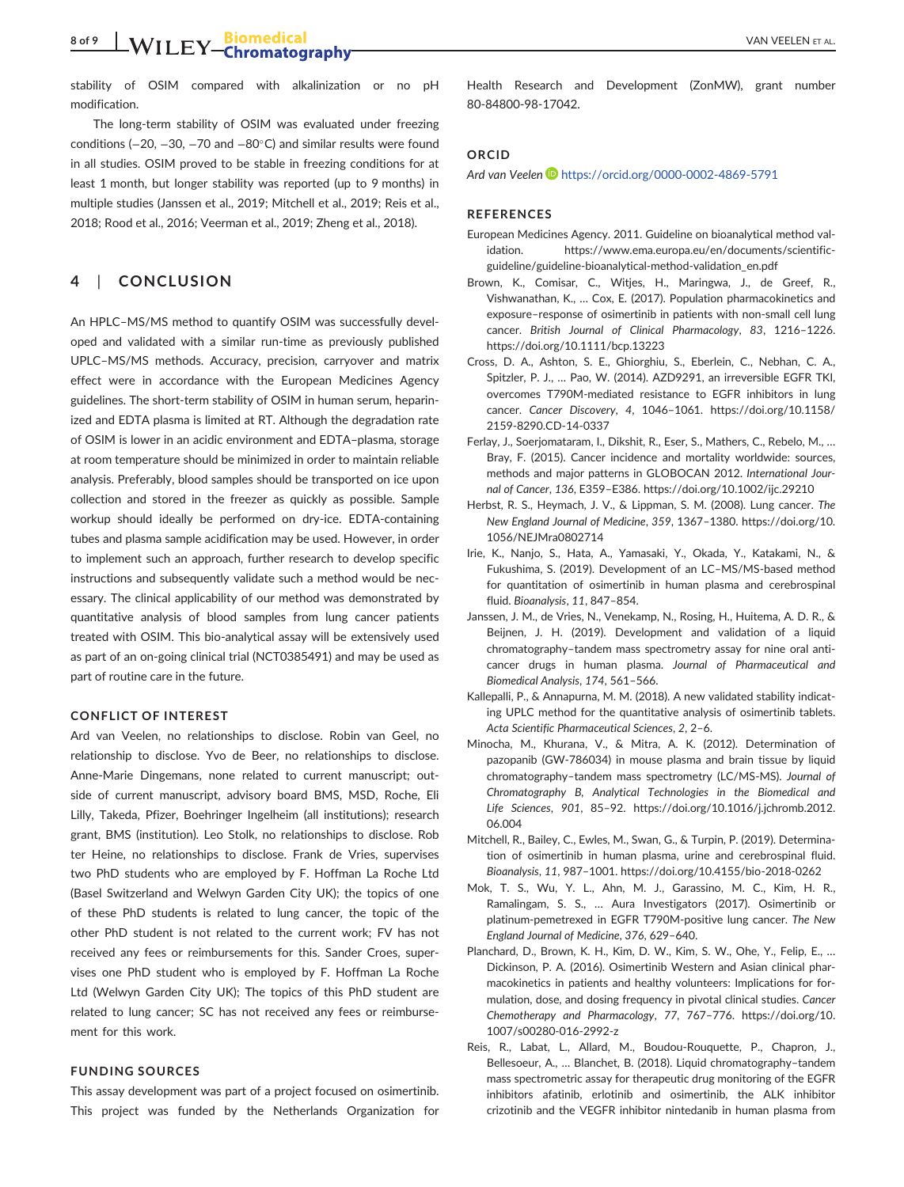stability of OSIM compared with alkalinization or no pH modification.

The long-term stability of OSIM was evaluated under freezing conditions (−20, −30, −70 and −80°C) and similar results were found in all studies. OSIM proved to be stable in freezing conditions for at least 1 month, but longer stability was reported (up to 9 months) in multiple studies (Janssen et al., 2019; Mitchell et al., 2019; Reis et al., 2018; Rood et al., 2016; Veerman et al., 2019; Zheng et al., 2018).

## 4 | CONCLUSION

An HPLC–MS/MS method to quantify OSIM was successfully developed and validated with a similar run-time as previously published UPLC–MS/MS methods. Accuracy, precision, carryover and matrix effect were in accordance with the European Medicines Agency guidelines. The short-term stability of OSIM in human serum, heparinized and EDTA plasma is limited at RT. Although the degradation rate of OSIM is lower in an acidic environment and EDTA–plasma, storage at room temperature should be minimized in order to maintain reliable analysis. Preferably, blood samples should be transported on ice upon collection and stored in the freezer as quickly as possible. Sample workup should ideally be performed on dry-ice. EDTA-containing tubes and plasma sample acidification may be used. However, in order to implement such an approach, further research to develop specific instructions and subsequently validate such a method would be necessary. The clinical applicability of our method was demonstrated by quantitative analysis of blood samples from lung cancer patients treated with OSIM. This bio-analytical assay will be extensively used as part of an on-going clinical trial (NCT0385491) and may be used as part of routine care in the future.

### CONFLICT OF INTEREST

Ard van Veelen, no relationships to disclose. Robin van Geel, no relationship to disclose. Yvo de Beer, no relationships to disclose. Anne-Marie Dingemans, none related to current manuscript; outside of current manuscript, advisory board BMS, MSD, Roche, Eli Lilly, Takeda, Pfizer, Boehringer Ingelheim (all institutions); research grant, BMS (institution). Leo Stolk, no relationships to disclose. Rob ter Heine, no relationships to disclose. Frank de Vries, supervises two PhD students who are employed by F. Hoffman La Roche Ltd (Basel Switzerland and Welwyn Garden City UK); the topics of one of these PhD students is related to lung cancer, the topic of the other PhD student is not related to the current work; FV has not received any fees or reimbursements for this. Sander Croes, supervises one PhD student who is employed by F. Hoffman La Roche Ltd (Welwyn Garden City UK); The topics of this PhD student are related to lung cancer; SC has not received any fees or reimbursement for this work.

### FUNDING SOURCES

This assay development was part of a project focused on osimertinib. This project was funded by the Netherlands Organization for Health Research and Development (ZonMW), grant number 80-84800-98-17042.

### ORCID

*Ard van Veelen* https://orcid.org/0000-0002-4869-5791

### REFERENCES

European Medicines Agency. 2011. Guideline on bioanalytical method validation. https://www.ema.europa.eu/en/documents/scientific-guideline/guideline-bioanalytical-method-validation_en.pdf

Brown, K., Comisar, C., Witjes, H., Maringwa, J., de Greef, R., Vishwanathan, K., … Cox, E. (2017). Population pharmacokinetics and exposure–response of osimertinib in patients with non-small cell lung cancer. *British Journal of Clinical Pharmacology*, *83*, 1216–1226. https://doi.org/10.1111/bcp.13223

Cross, D. A., Ashton, S. E., Ghiorghiu, S., Eberlein, C., Nebhan, C. A., Spitzler, P. J., … Pao, W. (2014). AZD9291, an irreversible EGFR TKI, overcomes T790M-mediated resistance to EGFR inhibitors in lung cancer. *Cancer Discovery*, *4*, 1046–1061. https://doi.org/10.1158/2159-8290.CD-14-0337

Ferlay, J., Soerjomataram, I., Dikshit, R., Eser, S., Mathers, C., Rebelo, M., … Bray, F. (2015). Cancer incidence and mortality worldwide: sources, methods and major patterns in GLOBOCAN 2012. *International Journal of Cancer*, *136*, E359–E386. https://doi.org/10.1002/ijc.29210

Herbst, R. S., Heymach, J. V., & Lippman, S. M. (2008). Lung cancer. *The New England Journal of Medicine*, *359*, 1367–1380. https://doi.org/10.1056/NEJMra0802714

Irie, K., Nanjo, S., Hata, A., Yamasaki, Y., Okada, Y., Katakami, N., & Fukushima, S. (2019). Development of an LC–MS/MS-based method for quantitation of osimertinib in human plasma and cerebrospinal fluid. *Bioanalysis*, *11*, 847–854.

Janssen, J. M., de Vries, N., Venekamp, N., Rosing, H., Huitema, A. D. R., & Beijnen, J. H. (2019). Development and validation of a liquid chromatography–tandem mass spectrometry assay for nine oral anticancer drugs in human plasma. *Journal of Pharmaceutical and Biomedical Analysis*, *174*, 561–566.

Kallepalli, P., & Annapurna, M. M. (2018). A new validated stability indicating UPLC method for the quantitative analysis of osimertinib tablets. *Acta Scientific Pharmaceutical Sciences*, *2*, 2–6.

Minocha, M., Khurana, V., & Mitra, A. K. (2012). Determination of pazopanib (GW-786034) in mouse plasma and brain tissue by liquid chromatography–tandem mass spectrometry (LC/MS-MS). *Journal of Chromatography B, Analytical Technologies in the Biomedical and Life Sciences*, *901*, 85–92. https://doi.org/10.1016/j.jchromb.2012.06.004

Mitchell, R., Bailey, C., Ewles, M., Swan, G., & Turpin, P. (2019). Determination of osimertinib in human plasma, urine and cerebrospinal fluid. *Bioanalysis*, *11*, 987–1001. https://doi.org/10.4155/bio-2018-0262

Mok, T. S., Wu, Y. L., Ahn, M. J., Garassino, M. C., Kim, H. R., Ramalingam, S. S., … Aura Investigators (2017). Osimertinib or platinum-pemetrexed in EGFR T790M-positive lung cancer. *The New England Journal of Medicine*, *376*, 629–640.

Planchard, D., Brown, K. H., Kim, D. W., Kim, S. W., Ohe, Y., Felip, E., … Dickinson, P. A. (2016). Osimertinib Western and Asian clinical pharmacokinetics in patients and healthy volunteers: Implications for formulation, dose, and dosing frequency in pivotal clinical studies. *Cancer Chemotherapy and Pharmacology*, *77*, 767–776. https://doi.org/10.1007/s00280-016-2992-z

Reis, R., Labat, L., Allard, M., Boudou-Rouquette, P., Chapron, J., Bellesoeur, A., … Blanchet, B. (2018). Liquid chromatography–tandem mass spectrometric assay for therapeutic drug monitoring of the EGFR inhibitors afatinib, erlotinib and osimertinib, the ALK inhibitor crizotinib and the VEGFR inhibitor nintedanib in human plasma from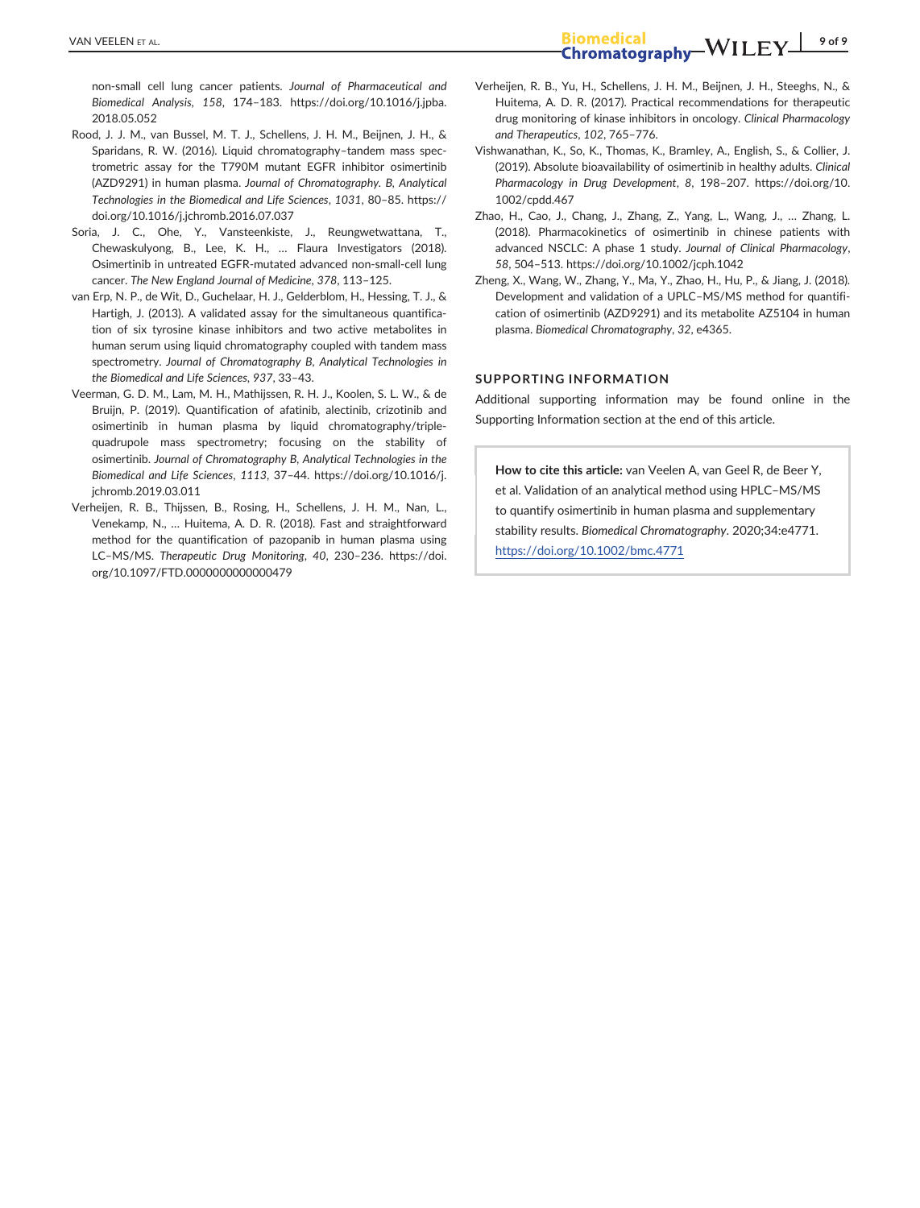non-small cell lung cancer patients. *Journal of Pharmaceutical and Biomedical Analysis*, *158*, 174–183. https://doi.org/10.1016/j.jpba.2018.05.052

Rood, J. J. M., van Bussel, M. T. J., Schellens, J. H. M., Beijnen, J. H., & Sparidans, R. W. (2016). Liquid chromatography–tandem mass spectrometric assay for the T790M mutant EGFR inhibitor osimertinib (AZD9291) in human plasma. *Journal of Chromatography. B, Analytical Technologies in the Biomedical and Life Sciences*, *1031*, 80–85. https://doi.org/10.1016/j.jchromb.2016.07.037

Soria, J. C., Ohe, Y., Vansteenkiste, J., Reungwetwattana, T., Chewaskulyong, B., Lee, K. H., … Flaura Investigators (2018). Osimertinib in untreated EGFR-mutated advanced non-small-cell lung cancer. *The New England Journal of Medicine*, *378*, 113–125.

van Erp, N. P., de Wit, D., Guchelaar, H. J., Gelderblom, H., Hessing, T. J., & Hartigh, J. (2013). A validated assay for the simultaneous quantification of six tyrosine kinase inhibitors and two active metabolites in human serum using liquid chromatography coupled with tandem mass spectrometry. *Journal of Chromatography B, Analytical Technologies in the Biomedical and Life Sciences*, *937*, 33–43.

Veerman, G. D. M., Lam, M. H., Mathijssen, R. H. J., Koolen, S. L. W., & de Bruijn, P. (2019). Quantification of afatinib, alectinib, crizotinib and osimertinib in human plasma by liquid chromatography/triple-quadrupole mass spectrometry; focusing on the stability of osimertinib. *Journal of Chromatography B, Analytical Technologies in the Biomedical and Life Sciences*, *1113*, 37–44. https://doi.org/10.1016/j.jchromb.2019.03.011

Verheijen, R. B., Thijssen, B., Rosing, H., Schellens, J. H. M., Nan, L., Venekamp, N., … Huitema, A. D. R. (2018). Fast and straightforward method for the quantification of pazopanib in human plasma using LC–MS/MS. *Therapeutic Drug Monitoring*, *40*, 230–236. https://doi.org/10.1097/FTD.0000000000000479

Verheijen, R. B., Yu, H., Schellens, J. H. M., Beijnen, J. H., Steeghs, N., & Huitema, A. D. R. (2017). Practical recommendations for therapeutic drug monitoring of kinase inhibitors in oncology. *Clinical Pharmacology and Therapeutics*, *102*, 765–776.

Vishwanathan, K., So, K., Thomas, K., Bramley, A., English, S., & Collier, J. (2019). Absolute bioavailability of osimertinib in healthy adults. *Clinical Pharmacology in Drug Development*, *8*, 198–207. https://doi.org/10.1002/cpdd.467

Zhao, H., Cao, J., Chang, J., Zhang, Z., Yang, L., Wang, J., … Zhang, L. (2018). Pharmacokinetics of osimertinib in chinese patients with advanced NSCLC: A phase 1 study. *Journal of Clinical Pharmacology*, *58*, 504–513. https://doi.org/10.1002/jcph.1042

Zheng, X., Wang, W., Zhang, Y., Ma, Y., Zhao, H., Hu, P., & Jiang, J. (2018). Development and validation of a UPLC–MS/MS method for quantification of osimertinib (AZD9291) and its metabolite AZ5104 in human plasma. *Biomedical Chromatography*, *32*, e4365.

## SUPPORTING INFORMATION

Additional supporting information may be found online in the Supporting Information section at the end of this article.

**How to cite this article:** van Veelen A, van Geel R, de Beer Y, et al. Validation of an analytical method using HPLC–MS/MS to quantify osimertinib in human plasma and supplementary stability results. *Biomedical Chromatography*. 2020;34:e4771. https://doi.org/10.1002/bmc.4771